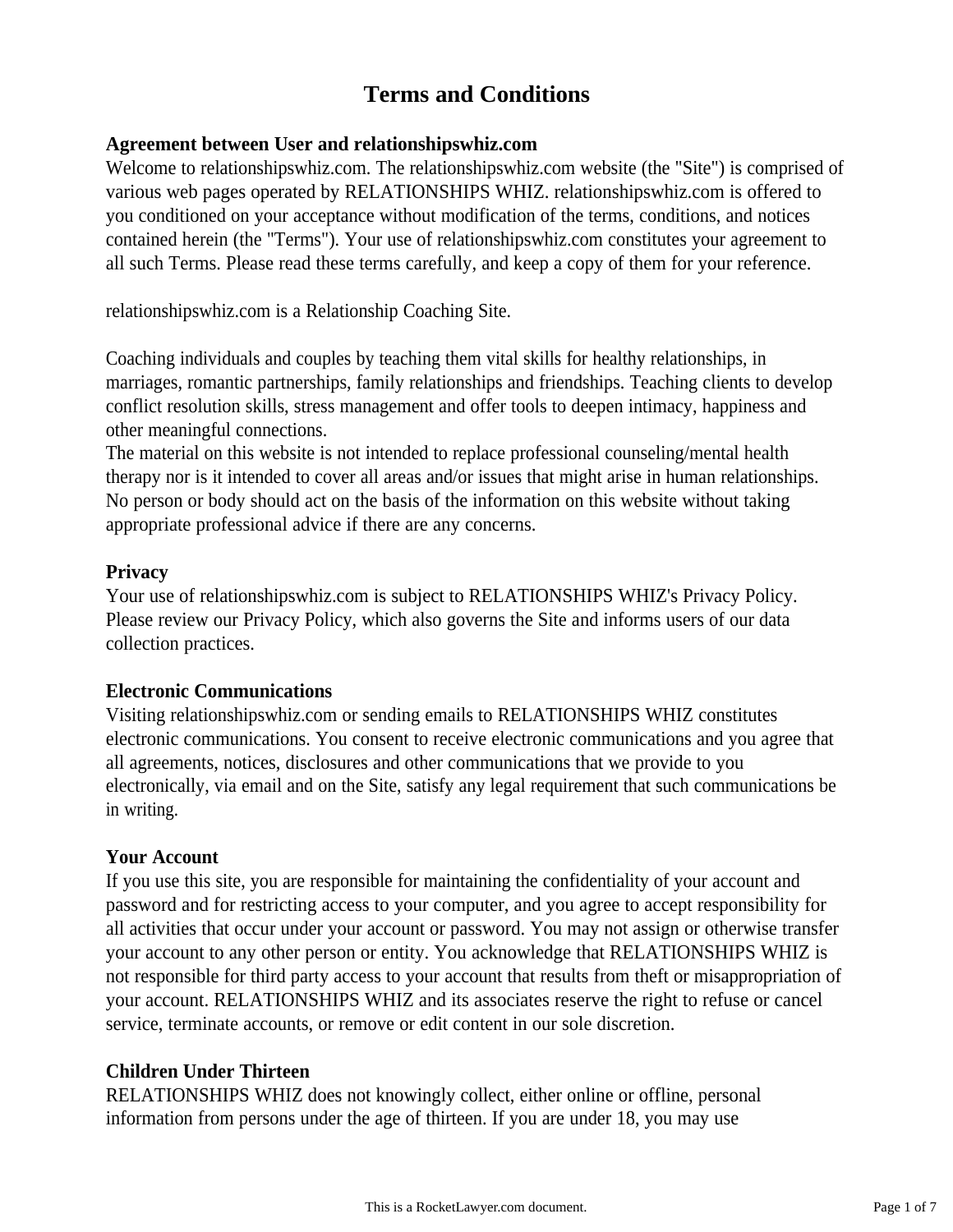# Terms and Conditions

**Agreement between User and relationshipswhiz.com**

Welcome to relationshipswhiz.com. The relationshipswhiz.com website (the "Site") is comprised of various web pages operated by RELATIONSHIPS WHIZ. relationshipswhiz.com is offered to you conditioned on your acceptance without modification of the terms, conditions, and notices contained herein (the "Terms"). Your use of relationshipswhiz.com constitutes your agreement to all such Terms. Please read these terms carefully, and keep a copy of them for your reference.

relationshipswhiz.com is a Relationship Coaching Site.

Coaching individuals and couples by teaching them vital skills for healthy relationships, in marriages, romantic partnerships, family relationships and friendships. Teaching clients to develop conflict resolution skills, stress management and offer tools to deepen intimacy, happiness and other meaningful connections.
The material on this website is not intended to replace professional counseling/mental health therapy nor is it intended to cover all areas and/or issues that might arise in human relationships. No person or body should act on the basis of the information on this website without taking appropriate professional advice if there are any concerns.

**Privacy**

Your use of relationshipswhiz.com is subject to RELATIONSHIPS WHIZ's Privacy Policy. Please review our Privacy Policy, which also governs the Site and informs users of our data collection practices.

**Electronic Communications**

Visiting relationshipswhiz.com or sending emails to RELATIONSHIPS WHIZ constitutes electronic communications. You consent to receive electronic communications and you agree that all agreements, notices, disclosures and other communications that we provide to you electronically, via email and on the Site, satisfy any legal requirement that such communications be in writing.

**Your Account**

If you use this site, you are responsible for maintaining the confidentiality of your account and password and for restricting access to your computer, and you agree to accept responsibility for all activities that occur under your account or password. You may not assign or otherwise transfer your account to any other person or entity. You acknowledge that RELATIONSHIPS WHIZ is not responsible for third party access to your account that results from theft or misappropriation of your account. RELATIONSHIPS WHIZ and its associates reserve the right to refuse or cancel service, terminate accounts, or remove or edit content in our sole discretion.

**Children Under Thirteen**

RELATIONSHIPS WHIZ does not knowingly collect, either online or offline, personal information from persons under the age of thirteen. If you are under 18, you may use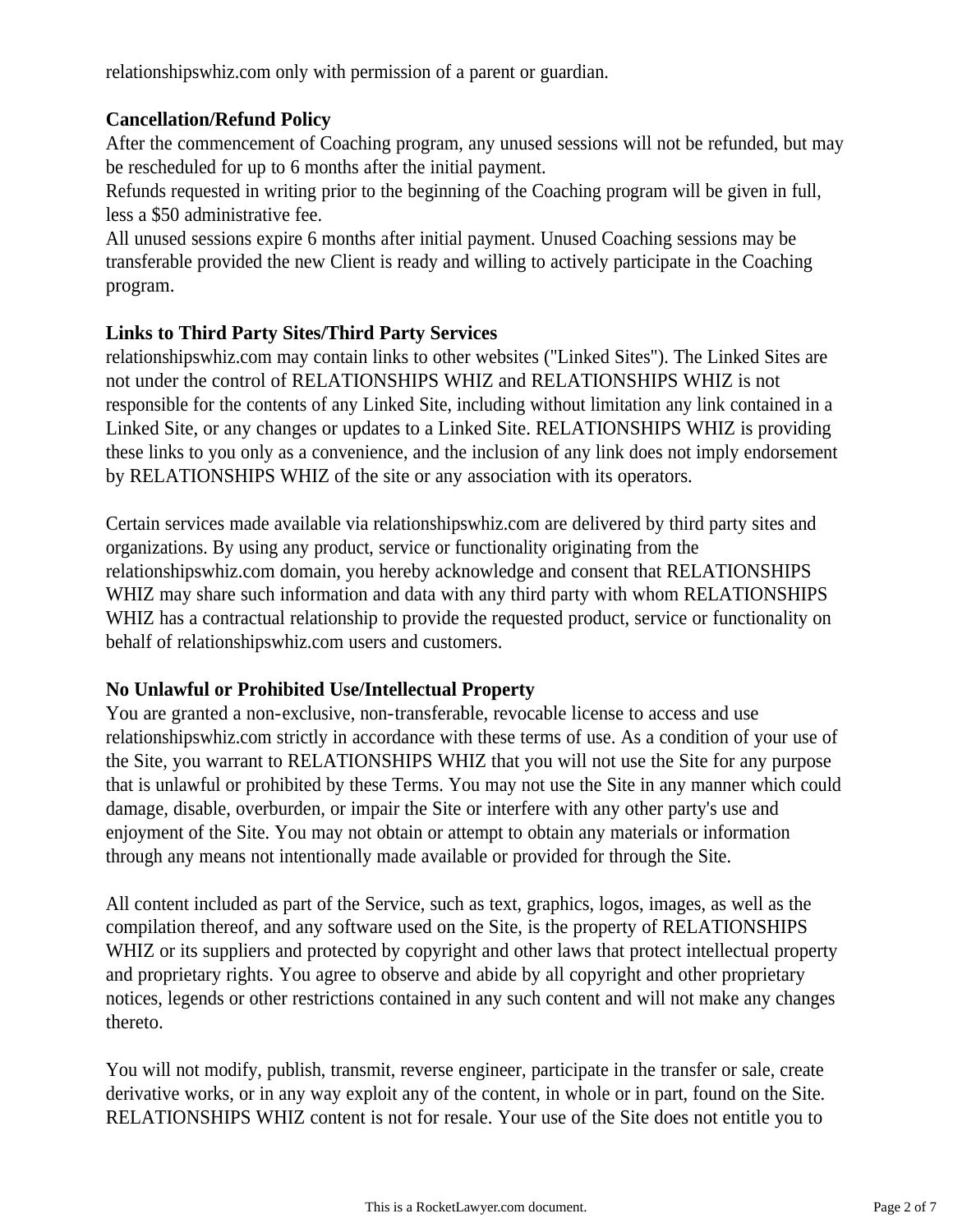relationshipswhiz.com only with permission of a parent or guardian.

**Cancellation/Refund Policy**

After the commencement of Coaching program, any unused sessions will not be refunded, but may be rescheduled for up to 6 months after the initial payment.

Refunds requested in writing prior to the beginning of the Coaching program will be given in full, less a $50 administrative fee.

All unused sessions expire 6 months after initial payment. Unused Coaching sessions may be transferable provided the new Client is ready and willing to actively participate in the Coaching program.

**Links to Third Party Sites/Third Party Services**

relationshipswhiz.com may contain links to other websites ("Linked Sites"). The Linked Sites are not under the control of RELATIONSHIPS WHIZ and RELATIONSHIPS WHIZ is not responsible for the contents of any Linked Site, including without limitation any link contained in a Linked Site, or any changes or updates to a Linked Site. RELATIONSHIPS WHIZ is providing these links to you only as a convenience, and the inclusion of any link does not imply endorsement by RELATIONSHIPS WHIZ of the site or any association with its operators.

Certain services made available via relationshipswhiz.com are delivered by third party sites and organizations. By using any product, service or functionality originating from the relationshipswhiz.com domain, you hereby acknowledge and consent that RELATIONSHIPS WHIZ may share such information and data with any third party with whom RELATIONSHIPS WHIZ has a contractual relationship to provide the requested product, service or functionality on behalf of relationshipswhiz.com users and customers.

**No Unlawful or Prohibited Use/Intellectual Property**

You are granted a non-exclusive, non-transferable, revocable license to access and use relationshipswhiz.com strictly in accordance with these terms of use. As a condition of your use of the Site, you warrant to RELATIONSHIPS WHIZ that you will not use the Site for any purpose that is unlawful or prohibited by these Terms. You may not use the Site in any manner which could damage, disable, overburden, or impair the Site or interfere with any other party's use and enjoyment of the Site. You may not obtain or attempt to obtain any materials or information through any means not intentionally made available or provided for through the Site.

All content included as part of the Service, such as text, graphics, logos, images, as well as the compilation thereof, and any software used on the Site, is the property of RELATIONSHIPS WHIZ or its suppliers and protected by copyright and other laws that protect intellectual property and proprietary rights. You agree to observe and abide by all copyright and other proprietary notices, legends or other restrictions contained in any such content and will not make any changes thereto.

You will not modify, publish, transmit, reverse engineer, participate in the transfer or sale, create derivative works, or in any way exploit any of the content, in whole or in part, found on the Site. RELATIONSHIPS WHIZ content is not for resale. Your use of the Site does not entitle you to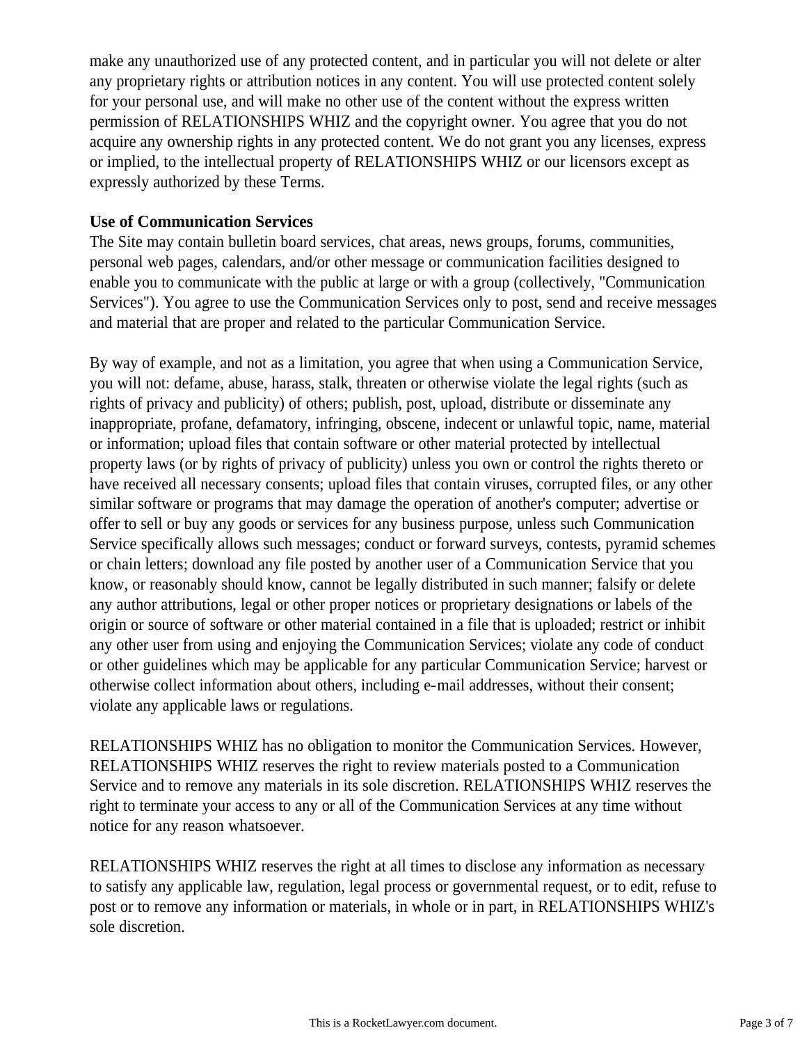make any unauthorized use of any protected content, and in particular you will not delete or alter any proprietary rights or attribution notices in any content. You will use protected content solely for your personal use, and will make no other use of the content without the express written permission of RELATIONSHIPS WHIZ and the copyright owner. You agree that you do not acquire any ownership rights in any protected content. We do not grant you any licenses, express or implied, to the intellectual property of RELATIONSHIPS WHIZ or our licensors except as expressly authorized by these Terms.

**Use of Communication Services**

The Site may contain bulletin board services, chat areas, news groups, forums, communities, personal web pages, calendars, and/or other message or communication facilities designed to enable you to communicate with the public at large or with a group (collectively, "Communication Services"). You agree to use the Communication Services only to post, send and receive messages and material that are proper and related to the particular Communication Service.

By way of example, and not as a limitation, you agree that when using a Communication Service, you will not: defame, abuse, harass, stalk, threaten or otherwise violate the legal rights (such as rights of privacy and publicity) of others; publish, post, upload, distribute or disseminate any inappropriate, profane, defamatory, infringing, obscene, indecent or unlawful topic, name, material or information; upload files that contain software or other material protected by intellectual property laws (or by rights of privacy of publicity) unless you own or control the rights thereto or have received all necessary consents; upload files that contain viruses, corrupted files, or any other similar software or programs that may damage the operation of another's computer; advertise or offer to sell or buy any goods or services for any business purpose, unless such Communication Service specifically allows such messages; conduct or forward surveys, contests, pyramid schemes or chain letters; download any file posted by another user of a Communication Service that you know, or reasonably should know, cannot be legally distributed in such manner; falsify or delete any author attributions, legal or other proper notices or proprietary designations or labels of the origin or source of software or other material contained in a file that is uploaded; restrict or inhibit any other user from using and enjoying the Communication Services; violate any code of conduct or other guidelines which may be applicable for any particular Communication Service; harvest or otherwise collect information about others, including e-mail addresses, without their consent; violate any applicable laws or regulations.

RELATIONSHIPS WHIZ has no obligation to monitor the Communication Services. However, RELATIONSHIPS WHIZ reserves the right to review materials posted to a Communication Service and to remove any materials in its sole discretion. RELATIONSHIPS WHIZ reserves the right to terminate your access to any or all of the Communication Services at any time without notice for any reason whatsoever.

RELATIONSHIPS WHIZ reserves the right at all times to disclose any information as necessary to satisfy any applicable law, regulation, legal process or governmental request, or to edit, refuse to post or to remove any information or materials, in whole or in part, in RELATIONSHIPS WHIZ's sole discretion.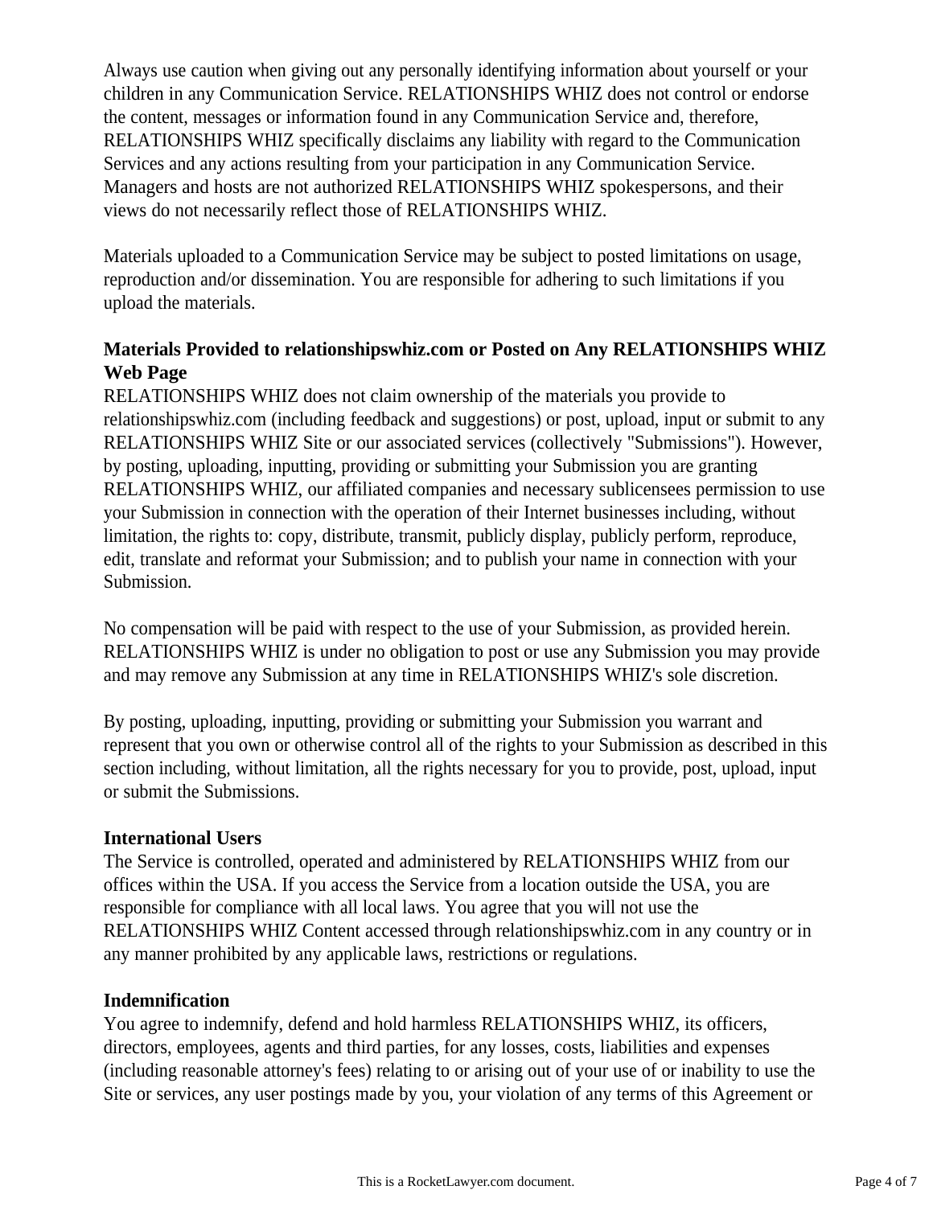Always use caution when giving out any personally identifying information about yourself or your children in any Communication Service. RELATIONSHIPS WHIZ does not control or endorse the content, messages or information found in any Communication Service and, therefore, RELATIONSHIPS WHIZ specifically disclaims any liability with regard to the Communication Services and any actions resulting from your participation in any Communication Service. Managers and hosts are not authorized RELATIONSHIPS WHIZ spokespersons, and their views do not necessarily reflect those of RELATIONSHIPS WHIZ.

Materials uploaded to a Communication Service may be subject to posted limitations on usage, reproduction and/or dissemination. You are responsible for adhering to such limitations if you upload the materials.

**Materials Provided to relationshipswhiz.com or Posted on Any RELATIONSHIPS WHIZ Web Page**

RELATIONSHIPS WHIZ does not claim ownership of the materials you provide to relationshipswhiz.com (including feedback and suggestions) or post, upload, input or submit to any RELATIONSHIPS WHIZ Site or our associated services (collectively "Submissions"). However, by posting, uploading, inputting, providing or submitting your Submission you are granting RELATIONSHIPS WHIZ, our affiliated companies and necessary sublicensees permission to use your Submission in connection with the operation of their Internet businesses including, without limitation, the rights to: copy, distribute, transmit, publicly display, publicly perform, reproduce, edit, translate and reformat your Submission; and to publish your name in connection with your Submission.

No compensation will be paid with respect to the use of your Submission, as provided herein. RELATIONSHIPS WHIZ is under no obligation to post or use any Submission you may provide and may remove any Submission at any time in RELATIONSHIPS WHIZ's sole discretion.

By posting, uploading, inputting, providing or submitting your Submission you warrant and represent that you own or otherwise control all of the rights to your Submission as described in this section including, without limitation, all the rights necessary for you to provide, post, upload, input or submit the Submissions.

**International Users**

The Service is controlled, operated and administered by RELATIONSHIPS WHIZ from our offices within the USA. If you access the Service from a location outside the USA, you are responsible for compliance with all local laws. You agree that you will not use the RELATIONSHIPS WHIZ Content accessed through relationshipswhiz.com in any country or in any manner prohibited by any applicable laws, restrictions or regulations.

**Indemnification**

You agree to indemnify, defend and hold harmless RELATIONSHIPS WHIZ, its officers, directors, employees, agents and third parties, for any losses, costs, liabilities and expenses (including reasonable attorney's fees) relating to or arising out of your use of or inability to use the Site or services, any user postings made by you, your violation of any terms of this Agreement or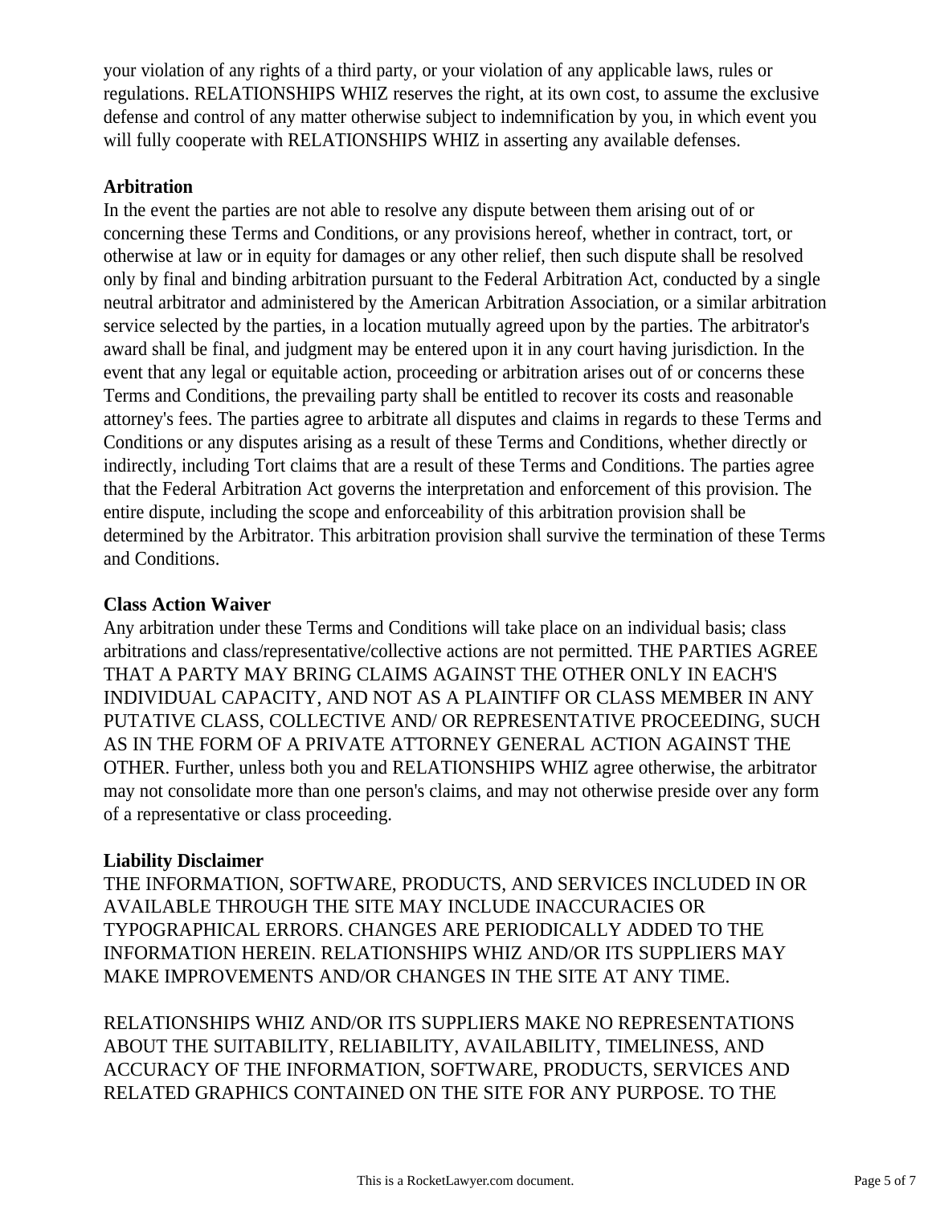your violation of any rights of a third party, or your violation of any applicable laws, rules or regulations. RELATIONSHIPS WHIZ reserves the right, at its own cost, to assume the exclusive defense and control of any matter otherwise subject to indemnification by you, in which event you will fully cooperate with RELATIONSHIPS WHIZ in asserting any available defenses.

**Arbitration**

In the event the parties are not able to resolve any dispute between them arising out of or concerning these Terms and Conditions, or any provisions hereof, whether in contract, tort, or otherwise at law or in equity for damages or any other relief, then such dispute shall be resolved only by final and binding arbitration pursuant to the Federal Arbitration Act, conducted by a single neutral arbitrator and administered by the American Arbitration Association, or a similar arbitration service selected by the parties, in a location mutually agreed upon by the parties. The arbitrator's award shall be final, and judgment may be entered upon it in any court having jurisdiction. In the event that any legal or equitable action, proceeding or arbitration arises out of or concerns these Terms and Conditions, the prevailing party shall be entitled to recover its costs and reasonable attorney's fees. The parties agree to arbitrate all disputes and claims in regards to these Terms and Conditions or any disputes arising as a result of these Terms and Conditions, whether directly or indirectly, including Tort claims that are a result of these Terms and Conditions. The parties agree that the Federal Arbitration Act governs the interpretation and enforcement of this provision. The entire dispute, including the scope and enforceability of this arbitration provision shall be determined by the Arbitrator. This arbitration provision shall survive the termination of these Terms and Conditions.

**Class Action Waiver**

Any arbitration under these Terms and Conditions will take place on an individual basis; class arbitrations and class/representative/collective actions are not permitted. THE PARTIES AGREE THAT A PARTY MAY BRING CLAIMS AGAINST THE OTHER ONLY IN EACH'S INDIVIDUAL CAPACITY, AND NOT AS A PLAINTIFF OR CLASS MEMBER IN ANY PUTATIVE CLASS, COLLECTIVE AND/ OR REPRESENTATIVE PROCEEDING, SUCH AS IN THE FORM OF A PRIVATE ATTORNEY GENERAL ACTION AGAINST THE OTHER. Further, unless both you and RELATIONSHIPS WHIZ agree otherwise, the arbitrator may not consolidate more than one person's claims, and may not otherwise preside over any form of a representative or class proceeding.

**Liability Disclaimer**

THE INFORMATION, SOFTWARE, PRODUCTS, AND SERVICES INCLUDED IN OR AVAILABLE THROUGH THE SITE MAY INCLUDE INACCURACIES OR TYPOGRAPHICAL ERRORS. CHANGES ARE PERIODICALLY ADDED TO THE INFORMATION HEREIN. RELATIONSHIPS WHIZ AND/OR ITS SUPPLIERS MAY MAKE IMPROVEMENTS AND/OR CHANGES IN THE SITE AT ANY TIME.

RELATIONSHIPS WHIZ AND/OR ITS SUPPLIERS MAKE NO REPRESENTATIONS ABOUT THE SUITABILITY, RELIABILITY, AVAILABILITY, TIMELINESS, AND ACCURACY OF THE INFORMATION, SOFTWARE, PRODUCTS, SERVICES AND RELATED GRAPHICS CONTAINED ON THE SITE FOR ANY PURPOSE. TO THE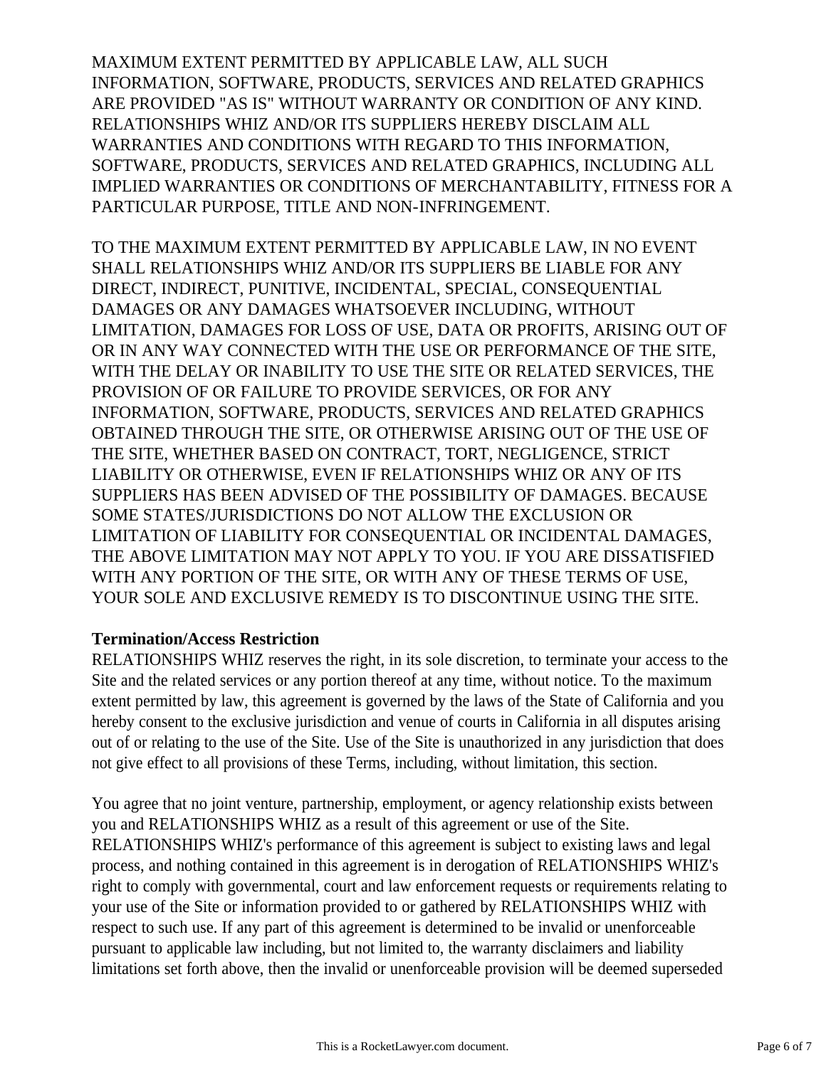MAXIMUM EXTENT PERMITTED BY APPLICABLE LAW, ALL SUCH INFORMATION, SOFTWARE, PRODUCTS, SERVICES AND RELATED GRAPHICS ARE PROVIDED "AS IS" WITHOUT WARRANTY OR CONDITION OF ANY KIND. RELATIONSHIPS WHIZ AND/OR ITS SUPPLIERS HEREBY DISCLAIM ALL WARRANTIES AND CONDITIONS WITH REGARD TO THIS INFORMATION, SOFTWARE, PRODUCTS, SERVICES AND RELATED GRAPHICS, INCLUDING ALL IMPLIED WARRANTIES OR CONDITIONS OF MERCHANTABILITY, FITNESS FOR A PARTICULAR PURPOSE, TITLE AND NON-INFRINGEMENT.

TO THE MAXIMUM EXTENT PERMITTED BY APPLICABLE LAW, IN NO EVENT SHALL RELATIONSHIPS WHIZ AND/OR ITS SUPPLIERS BE LIABLE FOR ANY DIRECT, INDIRECT, PUNITIVE, INCIDENTAL, SPECIAL, CONSEQUENTIAL DAMAGES OR ANY DAMAGES WHATSOEVER INCLUDING, WITHOUT LIMITATION, DAMAGES FOR LOSS OF USE, DATA OR PROFITS, ARISING OUT OF OR IN ANY WAY CONNECTED WITH THE USE OR PERFORMANCE OF THE SITE, WITH THE DELAY OR INABILITY TO USE THE SITE OR RELATED SERVICES, THE PROVISION OF OR FAILURE TO PROVIDE SERVICES, OR FOR ANY INFORMATION, SOFTWARE, PRODUCTS, SERVICES AND RELATED GRAPHICS OBTAINED THROUGH THE SITE, OR OTHERWISE ARISING OUT OF THE USE OF THE SITE, WHETHER BASED ON CONTRACT, TORT, NEGLIGENCE, STRICT LIABILITY OR OTHERWISE, EVEN IF RELATIONSHIPS WHIZ OR ANY OF ITS SUPPLIERS HAS BEEN ADVISED OF THE POSSIBILITY OF DAMAGES. BECAUSE SOME STATES/JURISDICTIONS DO NOT ALLOW THE EXCLUSION OR LIMITATION OF LIABILITY FOR CONSEQUENTIAL OR INCIDENTAL DAMAGES, THE ABOVE LIMITATION MAY NOT APPLY TO YOU. IF YOU ARE DISSATISFIED WITH ANY PORTION OF THE SITE, OR WITH ANY OF THESE TERMS OF USE, YOUR SOLE AND EXCLUSIVE REMEDY IS TO DISCONTINUE USING THE SITE.

**Termination/Access Restriction**

RELATIONSHIPS WHIZ reserves the right, in its sole discretion, to terminate your access to the Site and the related services or any portion thereof at any time, without notice. To the maximum extent permitted by law, this agreement is governed by the laws of the State of California and you hereby consent to the exclusive jurisdiction and venue of courts in California in all disputes arising out of or relating to the use of the Site. Use of the Site is unauthorized in any jurisdiction that does not give effect to all provisions of these Terms, including, without limitation, this section.

You agree that no joint venture, partnership, employment, or agency relationship exists between you and RELATIONSHIPS WHIZ as a result of this agreement or use of the Site. RELATIONSHIPS WHIZ's performance of this agreement is subject to existing laws and legal process, and nothing contained in this agreement is in derogation of RELATIONSHIPS WHIZ's right to comply with governmental, court and law enforcement requests or requirements relating to your use of the Site or information provided to or gathered by RELATIONSHIPS WHIZ with respect to such use. If any part of this agreement is determined to be invalid or unenforceable pursuant to applicable law including, but not limited to, the warranty disclaimers and liability limitations set forth above, then the invalid or unenforceable provision will be deemed superseded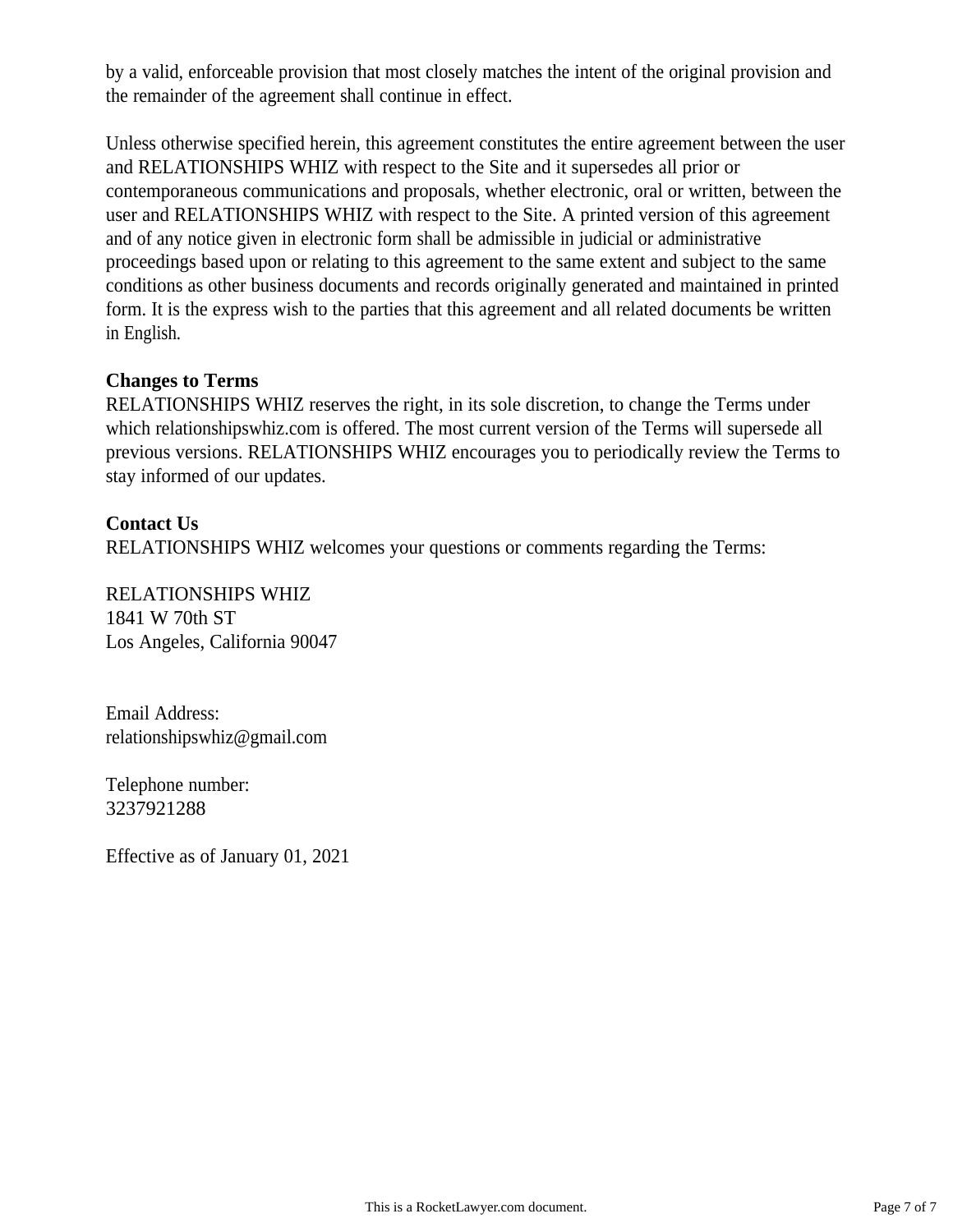by a valid, enforceable provision that most closely matches the intent of the original provision and the remainder of the agreement shall continue in effect.

Unless otherwise specified herein, this agreement constitutes the entire agreement between the user and RELATIONSHIPS WHIZ with respect to the Site and it supersedes all prior or contemporaneous communications and proposals, whether electronic, oral or written, between the user and RELATIONSHIPS WHIZ with respect to the Site. A printed version of this agreement and of any notice given in electronic form shall be admissible in judicial or administrative proceedings based upon or relating to this agreement to the same extent and subject to the same conditions as other business documents and records originally generated and maintained in printed form. It is the express wish to the parties that this agreement and all related documents be written in English.

**Changes to Terms**

RELATIONSHIPS WHIZ reserves the right, in its sole discretion, to change the Terms under which relationshipswhiz.com is offered. The most current version of the Terms will supersede all previous versions. RELATIONSHIPS WHIZ encourages you to periodically review the Terms to stay informed of our updates.

**Contact Us**

RELATIONSHIPS WHIZ welcomes your questions or comments regarding the Terms:

RELATIONSHIPS WHIZ
1841 W 70th ST
Los Angeles, California 90047

Email Address:
relationshipswhiz@gmail.com

Telephone number:
3237921288

Effective as of January 01, 2021

This is a RocketLawyer.com document.